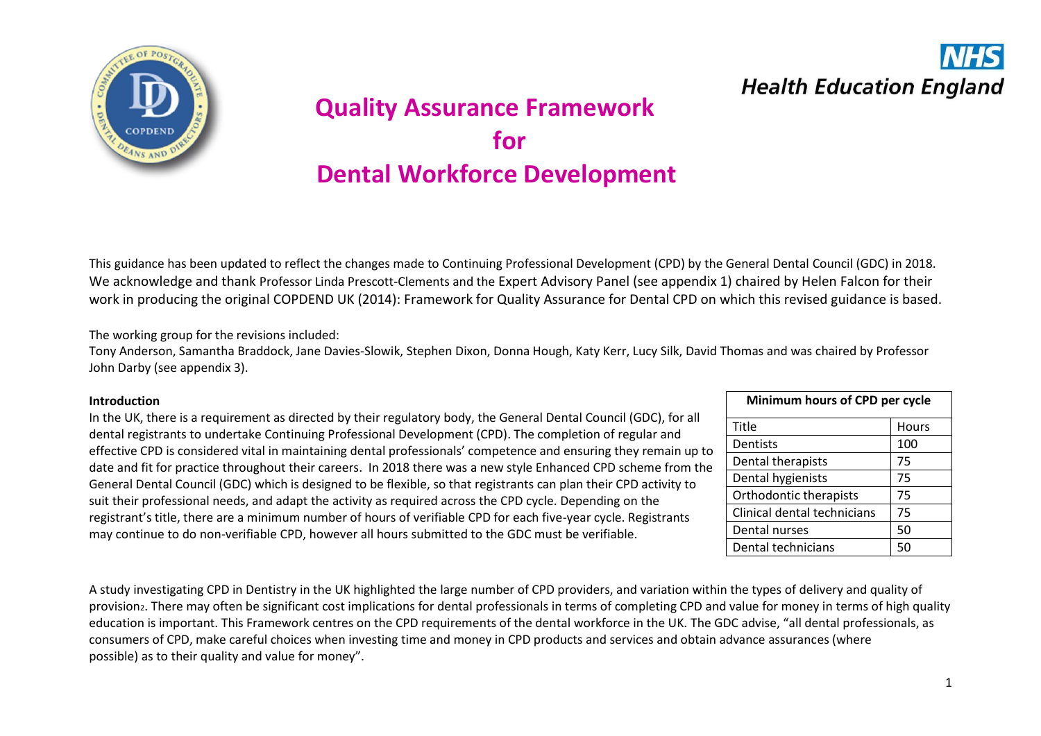# Quality Assurance Framework for Dental Workforce Development

This guidance has been updated to reflect the changes made to Continuing Professional Development (CPD) by the General Dental Council (GDC) in 2018. We acknowledge and thank Professor Linda Prescott-Clements and the Expert Advisory Panel (see appendix 1) chaired by Helen Falcon for their work in producing the original COPDEND UK (2014): Framework for Quality Assurance for Dental CPD on which this revised guidance is based.

The working group for the revisions included:
Tony Anderson, Samantha Braddock, Jane Davies-Slowik, Stephen Dixon, Donna Hough, Katy Kerr, Lucy Silk, David Thomas and was chaired by Professor John Darby (see appendix 3).

**Introduction**

In the UK, there is a requirement as directed by their regulatory body, the General Dental Council (GDC), for all dental registrants to undertake Continuing Professional Development (CPD). The completion of regular and effective CPD is considered vital in maintaining dental professionals' competence and ensuring they remain up to date and fit for practice throughout their careers. In 2018 there was a new style Enhanced CPD scheme from the General Dental Council (GDC) which is designed to be flexible, so that registrants can plan their CPD activity to suit their professional needs, and adapt the activity as required across the CPD cycle. Depending on the registrant's title, there are a minimum number of hours of verifiable CPD for each five-year cycle. Registrants may continue to do non-verifiable CPD, however all hours submitted to the GDC must be verifiable.

| **Minimum hours of CPD per cycle** | |
|---|---|
| Title | Hours |
| Dentists | 100 |
| Dental therapists | 75 |
| Dental hygienists | 75 |
| Orthodontic therapists | 75 |
| Clinical dental technicians | 75 |
| Dental nurses | 50 |
| Dental technicians | 50 |

A study investigating CPD in Dentistry in the UK highlighted the large number of CPD providers, and variation within the types of delivery and quality of provision[2]. There may often be significant cost implications for dental professionals in terms of completing CPD and value for money in terms of high quality education is important. This Framework centres on the CPD requirements of the dental workforce in the UK. The GDC advise, "all dental professionals, as consumers of CPD, make careful choices when investing time and money in CPD products and services and obtain advance assurances (where possible) as to their quality and value for money".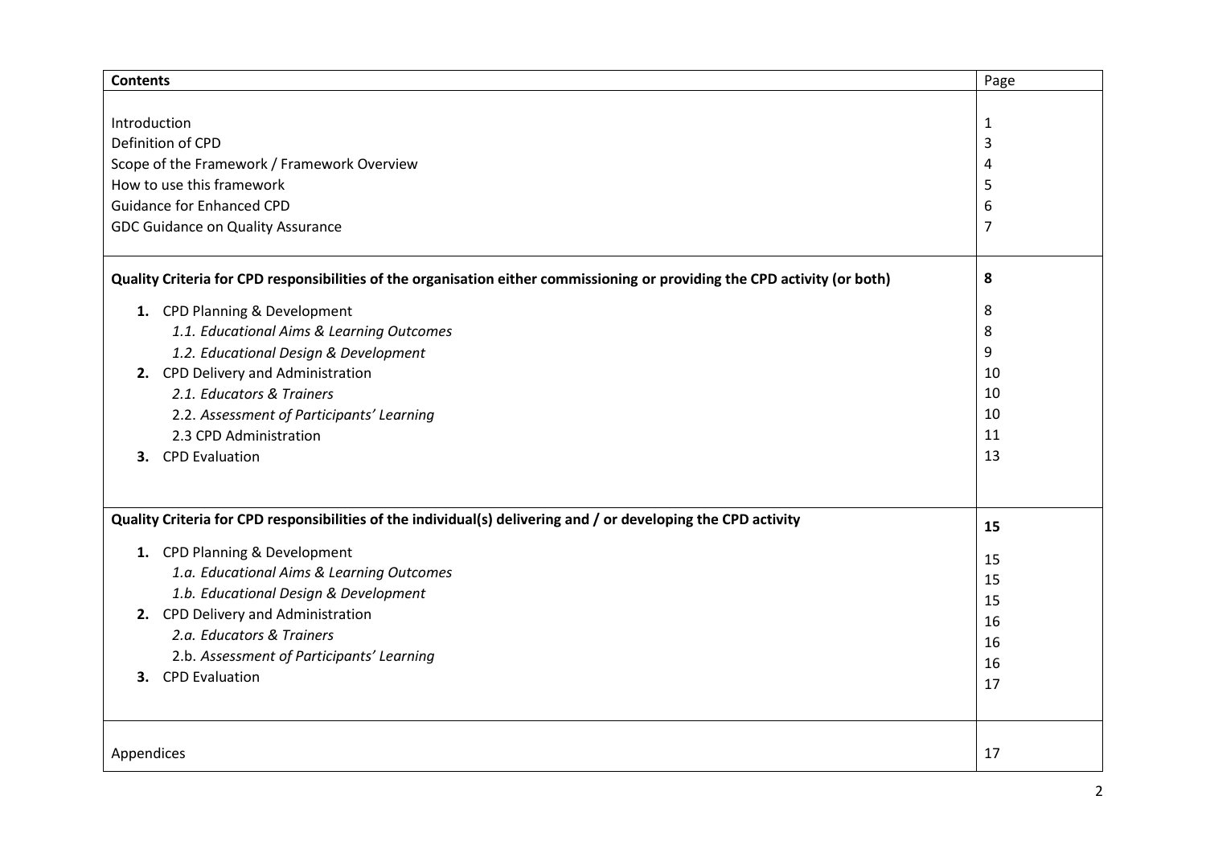| Contents | Page |
|---|---|
| Introduction | 1 |
| Definition of CPD | 3 |
| Scope of the Framework / Framework Overview | 4 |
| How to use this framework | 5 |
| Guidance for Enhanced CPD | 6 |
| GDC Guidance on Quality Assurance | 7 |
| **Quality Criteria for CPD responsibilities of the organisation either commissioning or providing the CPD activity (or both)** | **8** |
| **1.** CPD Planning & Development | 8 |
| *1.1. Educational Aims & Learning Outcomes* | 8 |
| *1.2. Educational Design & Development* | 9 |
| **2.** CPD Delivery and Administration | 10 |
| *2.1. Educators & Trainers* | 10 |
| 2.2. *Assessment of Participants' Learning* | 10 |
| 2.3 CPD Administration | 11 |
| **3.** CPD Evaluation | 13 |
| **Quality Criteria for CPD responsibilities of the individual(s) delivering and / or developing the CPD activity** | **15** |
| **1.** CPD Planning & Development | 15 |
| *1.a. Educational Aims & Learning Outcomes* | 15 |
| *1.b. Educational Design & Development* | 15 |
| **2.** CPD Delivery and Administration | 16 |
| *2.a. Educators & Trainers* | 16 |
| 2.b. *Assessment of Participants' Learning* | 16 |
| **3.** CPD Evaluation | 17 |
| Appendices | 17 |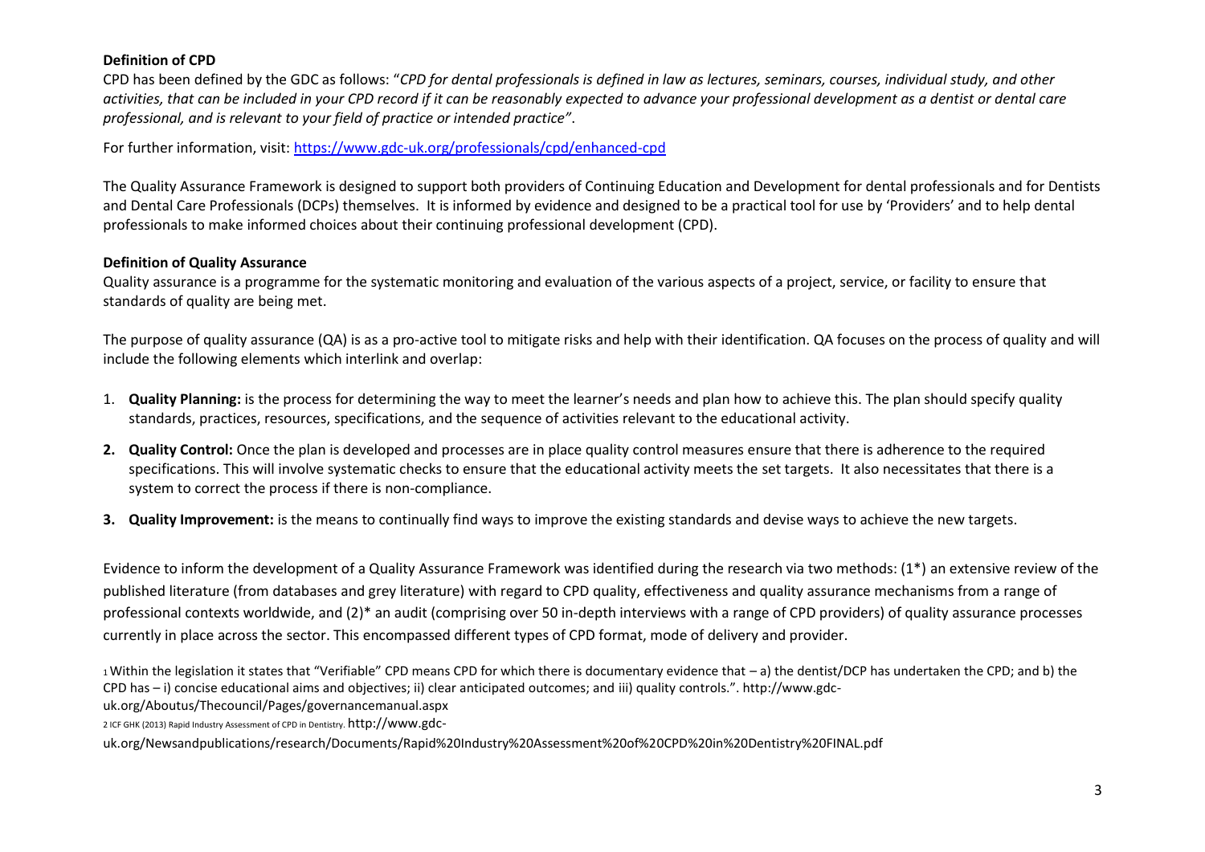**Definition of CPD**

CPD has been defined by the GDC as follows: "*CPD for dental professionals is defined in law as lectures, seminars, courses, individual study, and other activities, that can be included in your CPD record if it can be reasonably expected to advance your professional development as a dentist or dental care professional, and is relevant to your field of practice or intended practice"*.

For further information, visit: https://www.gdc-uk.org/professionals/cpd/enhanced-cpd

The Quality Assurance Framework is designed to support both providers of Continuing Education and Development for dental professionals and for Dentists and Dental Care Professionals (DCPs) themselves. It is informed by evidence and designed to be a practical tool for use by 'Providers' and to help dental professionals to make informed choices about their continuing professional development (CPD).

**Definition of Quality Assurance**

Quality assurance is a programme for the systematic monitoring and evaluation of the various aspects of a project, service, or facility to ensure that standards of quality are being met.

The purpose of quality assurance (QA) is as a pro-active tool to mitigate risks and help with their identification. QA focuses on the process of quality and will include the following elements which interlink and overlap:

1. **Quality Planning:** is the process for determining the way to meet the learner's needs and plan how to achieve this. The plan should specify quality standards, practices, resources, specifications, and the sequence of activities relevant to the educational activity.
2. **Quality Control:** Once the plan is developed and processes are in place quality control measures ensure that there is adherence to the required specifications. This will involve systematic checks to ensure that the educational activity meets the set targets. It also necessitates that there is a system to correct the process if there is non-compliance.
3. **Quality Improvement:** is the means to continually find ways to improve the existing standards and devise ways to achieve the new targets.

Evidence to inform the development of a Quality Assurance Framework was identified during the research via two methods: (1*) an extensive review of the published literature (from databases and grey literature) with regard to CPD quality, effectiveness and quality assurance mechanisms from a range of professional contexts worldwide, and (2)* an audit (comprising over 50 in-depth interviews with a range of CPD providers) of quality assurance processes currently in place across the sector. This encompassed different types of CPD format, mode of delivery and provider.

[1] Within the legislation it states that "Verifiable" CPD means CPD for which there is documentary evidence that – a) the dentist/DCP has undertaken the CPD; and b) the CPD has – i) concise educational aims and objectives; ii) clear anticipated outcomes; and iii) quality controls.". http://www.gdc-uk.org/Aboutus/Thecouncil/Pages/governancemanual.aspx

[2] ICF GHK (2013) Rapid Industry Assessment of CPD in Dentistry. http://www.gdc-uk.org/Newsandpublications/research/Documents/Rapid%20Industry%20Assessment%20of%20CPD%20in%20Dentistry%20FINAL.pdf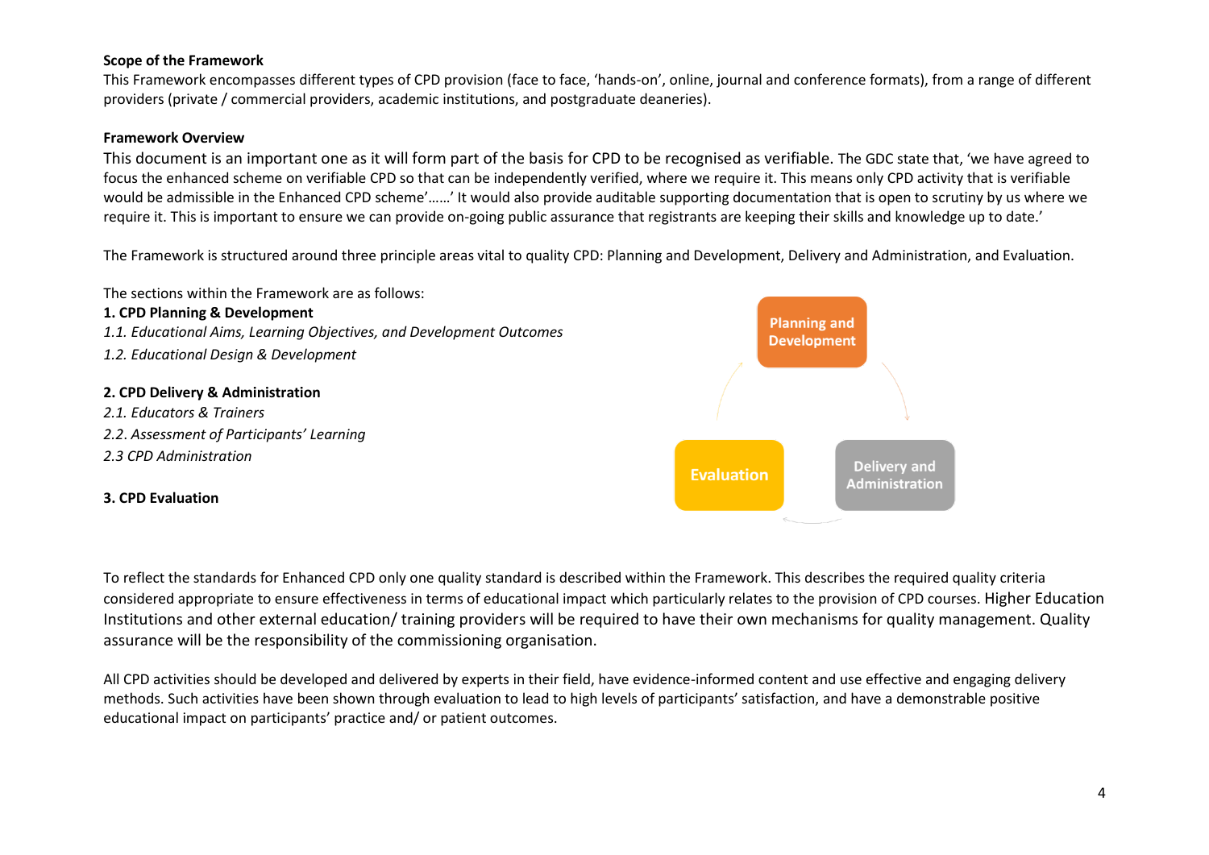**Scope of the Framework**

This Framework encompasses different types of CPD provision (face to face, 'hands-on', online, journal and conference formats), from a range of different providers (private / commercial providers, academic institutions, and postgraduate deaneries).

**Framework Overview**

This document is an important one as it will form part of the basis for CPD to be recognised as verifiable. The GDC state that, 'we have agreed to focus the enhanced scheme on verifiable CPD so that can be independently verified, where we require it. This means only CPD activity that is verifiable would be admissible in the Enhanced CPD scheme'……' It would also provide auditable supporting documentation that is open to scrutiny by us where we require it. This is important to ensure we can provide on-going public assurance that registrants are keeping their skills and knowledge up to date.'

The Framework is structured around three principle areas vital to quality CPD: Planning and Development, Delivery and Administration, and Evaluation.

The sections within the Framework are as follows:

**1. CPD Planning & Development**

*1.1. Educational Aims, Learning Objectives, and Development Outcomes*

*1.2. Educational Design & Development*

**2. CPD Delivery & Administration**

*2.1. Educators & Trainers*

*2.2. Assessment of Participants' Learning*

*2.3 CPD Administration*

**3. CPD Evaluation**

Planning and Development → Delivery and Administration → Evaluation

To reflect the standards for Enhanced CPD only one quality standard is described within the Framework. This describes the required quality criteria considered appropriate to ensure effectiveness in terms of educational impact which particularly relates to the provision of CPD courses. Higher Education Institutions and other external education/ training providers will be required to have their own mechanisms for quality management. Quality assurance will be the responsibility of the commissioning organisation.

All CPD activities should be developed and delivered by experts in their field, have evidence-informed content and use effective and engaging delivery methods. Such activities have been shown through evaluation to lead to high levels of participants' satisfaction, and have a demonstrable positive educational impact on participants' practice and/ or patient outcomes.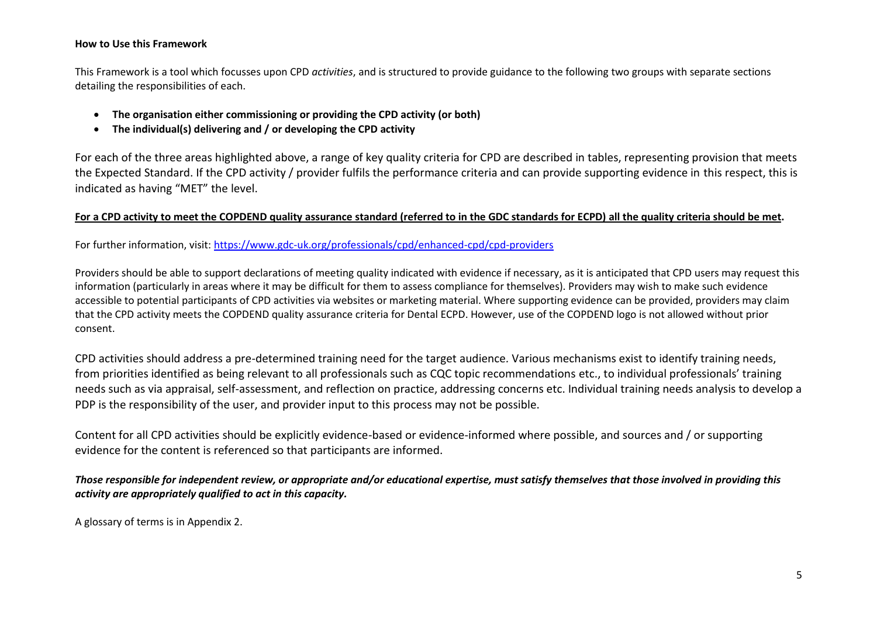**How to Use this Framework**

This Framework is a tool which focusses upon CPD *activities*, and is structured to provide guidance to the following two groups with separate sections detailing the responsibilities of each.

- **The organisation either commissioning or providing the CPD activity (or both)**
- **The individual(s) delivering and / or developing the CPD activity**

For each of the three areas highlighted above, a range of key quality criteria for CPD are described in tables, representing provision that meets the Expected Standard. If the CPD activity / provider fulfils the performance criteria and can provide supporting evidence in this respect, this is indicated as having "MET" the level.

<u>**For a CPD activity to meet the COPDEND quality assurance standard (referred to in the GDC standards for ECPD) all the quality criteria should be met**</u>**.**

For further information, visit: [https://www.gdc-uk.org/professionals/cpd/enhanced-cpd/cpd-providers](https://www.gdc-uk.org/professionals/cpd/enhanced-cpd/cpd-providers)

Providers should be able to support declarations of meeting quality indicated with evidence if necessary, as it is anticipated that CPD users may request this information (particularly in areas where it may be difficult for them to assess compliance for themselves). Providers may wish to make such evidence accessible to potential participants of CPD activities via websites or marketing material. Where supporting evidence can be provided, providers may claim that the CPD activity meets the COPDEND quality assurance criteria for Dental ECPD. However, use of the COPDEND logo is not allowed without prior consent.

CPD activities should address a pre-determined training need for the target audience. Various mechanisms exist to identify training needs, from priorities identified as being relevant to all professionals such as CQC topic recommendations etc., to individual professionals' training needs such as via appraisal, self-assessment, and reflection on practice, addressing concerns etc. Individual training needs analysis to develop a PDP is the responsibility of the user, and provider input to this process may not be possible.

Content for all CPD activities should be explicitly evidence-based or evidence-informed where possible, and sources and / or supporting evidence for the content is referenced so that participants are informed.

***Those responsible for independent review, or appropriate and/or educational expertise, must satisfy themselves that those involved in providing this activity are appropriately qualified to act in this capacity.***

A glossary of terms is in Appendix 2.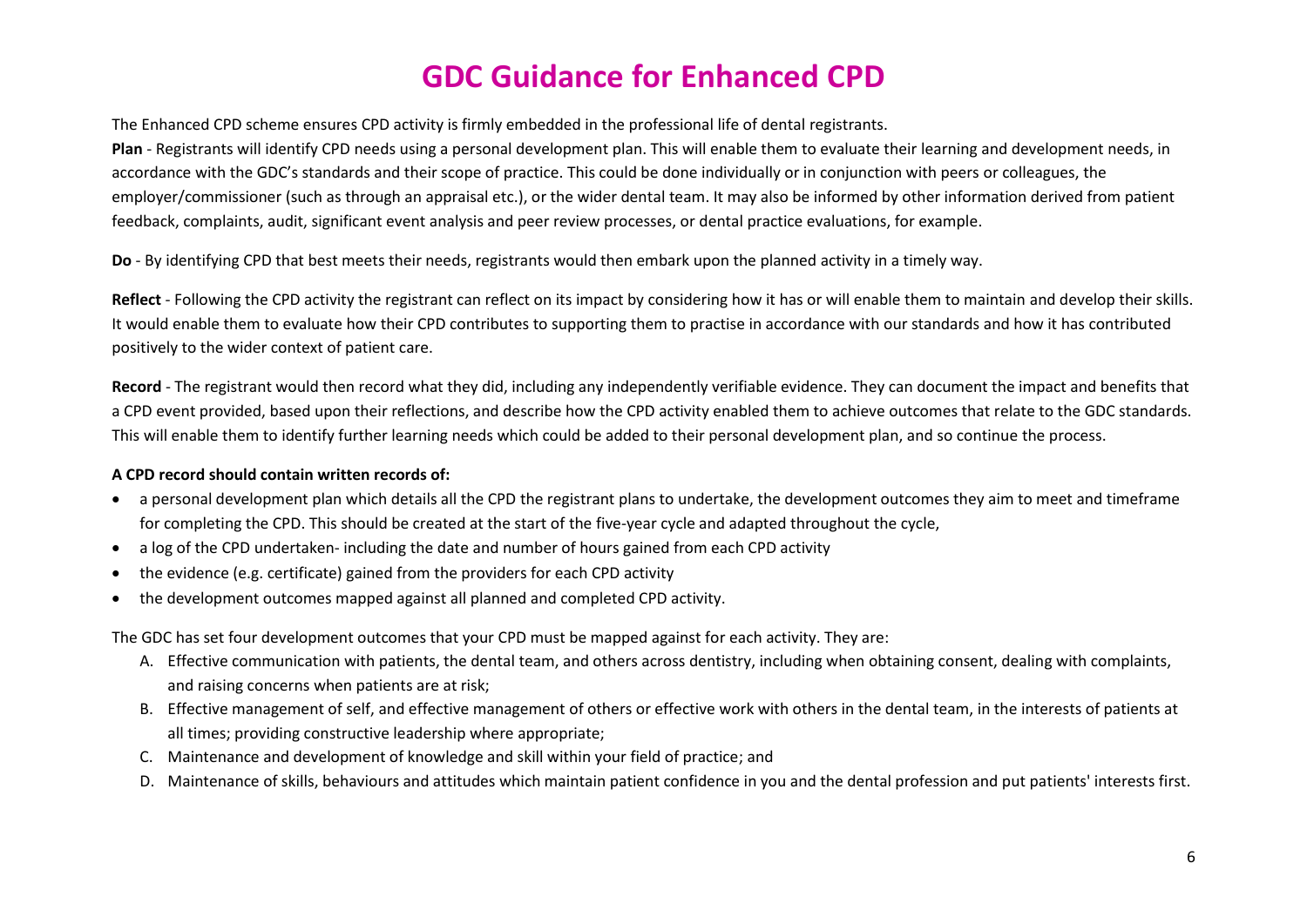# GDC Guidance for Enhanced CPD

The Enhanced CPD scheme ensures CPD activity is firmly embedded in the professional life of dental registrants.

**Plan** - Registrants will identify CPD needs using a personal development plan. This will enable them to evaluate their learning and development needs, in accordance with the GDC's standards and their scope of practice. This could be done individually or in conjunction with peers or colleagues, the employer/commissioner (such as through an appraisal etc.), or the wider dental team. It may also be informed by other information derived from patient feedback, complaints, audit, significant event analysis and peer review processes, or dental practice evaluations, for example.

**Do** - By identifying CPD that best meets their needs, registrants would then embark upon the planned activity in a timely way.

**Reflect** - Following the CPD activity the registrant can reflect on its impact by considering how it has or will enable them to maintain and develop their skills. It would enable them to evaluate how their CPD contributes to supporting them to practise in accordance with our standards and how it has contributed positively to the wider context of patient care.

**Record** - The registrant would then record what they did, including any independently verifiable evidence. They can document the impact and benefits that a CPD event provided, based upon their reflections, and describe how the CPD activity enabled them to achieve outcomes that relate to the GDC standards. This will enable them to identify further learning needs which could be added to their personal development plan, and so continue the process.

**A CPD record should contain written records of:**

- a personal development plan which details all the CPD the registrant plans to undertake, the development outcomes they aim to meet and timeframe for completing the CPD. This should be created at the start of the five-year cycle and adapted throughout the cycle,
- a log of the CPD undertaken- including the date and number of hours gained from each CPD activity
- the evidence (e.g. certificate) gained from the providers for each CPD activity
- the development outcomes mapped against all planned and completed CPD activity.

The GDC has set four development outcomes that your CPD must be mapped against for each activity. They are:

A. Effective communication with patients, the dental team, and others across dentistry, including when obtaining consent, dealing with complaints, and raising concerns when patients are at risk;
B. Effective management of self, and effective management of others or effective work with others in the dental team, in the interests of patients at all times; providing constructive leadership where appropriate;
C. Maintenance and development of knowledge and skill within your field of practice; and
D. Maintenance of skills, behaviours and attitudes which maintain patient confidence in you and the dental profession and put patients' interests first.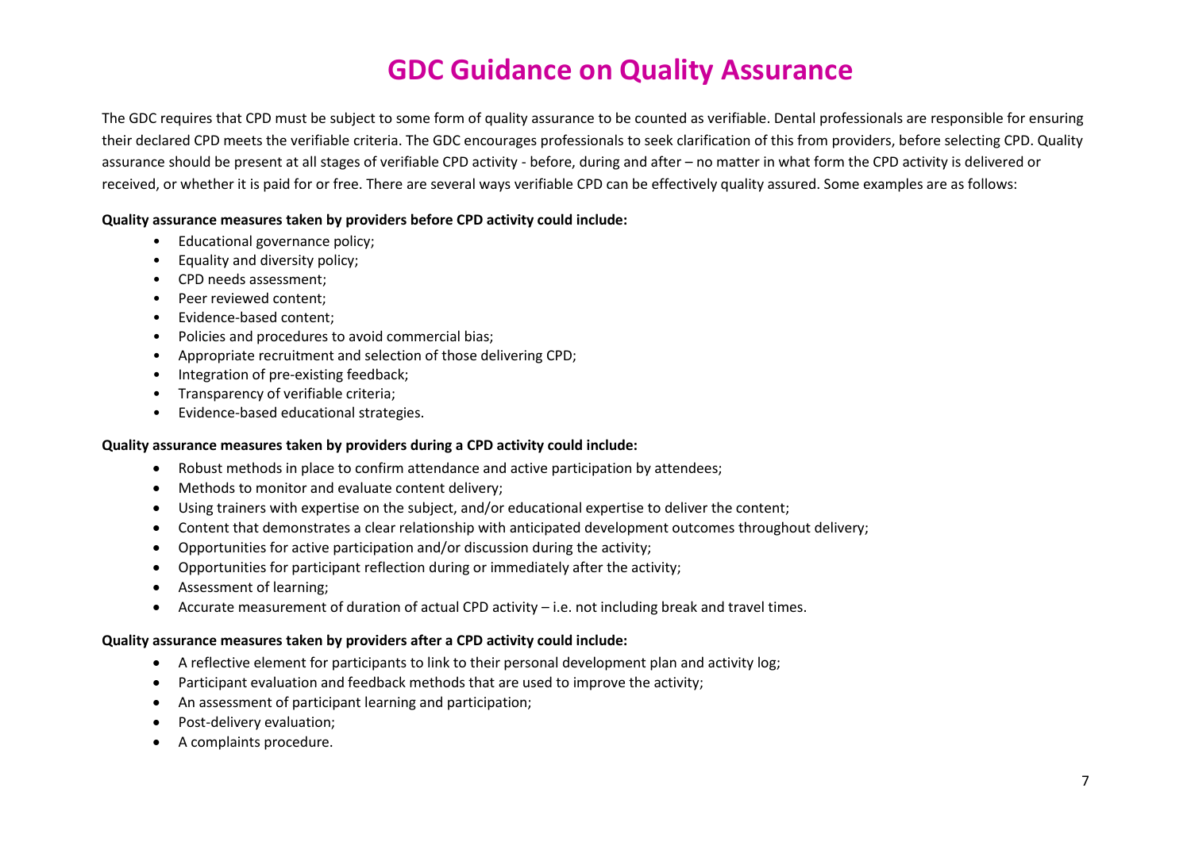# GDC Guidance on Quality Assurance

The GDC requires that CPD must be subject to some form of quality assurance to be counted as verifiable. Dental professionals are responsible for ensuring their declared CPD meets the verifiable criteria. The GDC encourages professionals to seek clarification of this from providers, before selecting CPD. Quality assurance should be present at all stages of verifiable CPD activity - before, during and after – no matter in what form the CPD activity is delivered or received, or whether it is paid for or free. There are several ways verifiable CPD can be effectively quality assured. Some examples are as follows:

**Quality assurance measures taken by providers before CPD activity could include:**

- Educational governance policy;
- Equality and diversity policy;
- CPD needs assessment;
- Peer reviewed content;
- Evidence-based content;
- Policies and procedures to avoid commercial bias;
- Appropriate recruitment and selection of those delivering CPD;
- Integration of pre-existing feedback;
- Transparency of verifiable criteria;
- Evidence-based educational strategies.

**Quality assurance measures taken by providers during a CPD activity could include:**

- Robust methods in place to confirm attendance and active participation by attendees;
- Methods to monitor and evaluate content delivery;
- Using trainers with expertise on the subject, and/or educational expertise to deliver the content;
- Content that demonstrates a clear relationship with anticipated development outcomes throughout delivery;
- Opportunities for active participation and/or discussion during the activity;
- Opportunities for participant reflection during or immediately after the activity;
- Assessment of learning;
- Accurate measurement of duration of actual CPD activity – i.e. not including break and travel times.

**Quality assurance measures taken by providers after a CPD activity could include:**

- A reflective element for participants to link to their personal development plan and activity log;
- Participant evaluation and feedback methods that are used to improve the activity;
- An assessment of participant learning and participation;
- Post-delivery evaluation;
- A complaints procedure.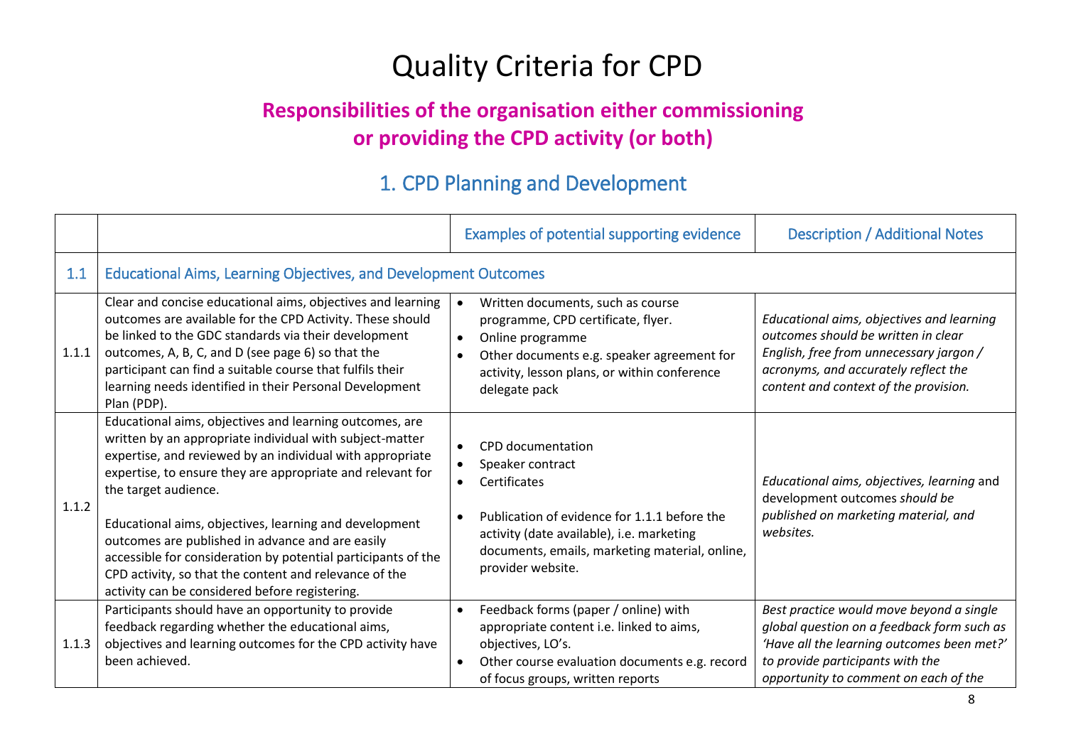# Quality Criteria for CPD

## Responsibilities of the organisation either commissioning or providing the CPD activity (or both)

## 1. CPD Planning and Development

| | | Examples of potential supporting evidence | Description / Additional Notes |
|---|---|---|---|
| 1.1 | Educational Aims, Learning Objectives, and Development Outcomes | | |
| 1.1.1 | Clear and concise educational aims, objectives and learning outcomes are available for the CPD Activity. These should be linked to the GDC standards via their development outcomes, A, B, C, and D (see page 6) so that the participant can find a suitable course that fulfils their learning needs identified in their Personal Development Plan (PDP). | • Written documents, such as course programme, CPD certificate, flyer.<br>• Online programme<br>• Other documents e.g. speaker agreement for activity, lesson plans, or within conference delegate pack | *Educational aims, objectives and learning outcomes should be written in clear English, free from unnecessary jargon / acronyms, and accurately reflect the content and context of the provision.* |
| 1.1.2 | Educational aims, objectives and learning outcomes, are written by an appropriate individual with subject-matter expertise, and reviewed by an individual with appropriate expertise, to ensure they are appropriate and relevant for the target audience.<br><br>Educational aims, objectives, learning and development outcomes are published in advance and are easily accessible for consideration by potential participants of the CPD activity, so that the content and relevance of the activity can be considered before registering. | • CPD documentation<br>• Speaker contract<br>• Certificates<br><br>• Publication of evidence for 1.1.1 before the activity (date available), i.e. marketing documents, emails, marketing material, online, provider website. | *Educational aims, objectives, learning* and development outcomes *should be published on marketing material, and websites.* |
| 1.1.3 | Participants should have an opportunity to provide feedback regarding whether the educational aims, objectives and learning outcomes for the CPD activity have been achieved. | • Feedback forms (paper / online) with appropriate content i.e. linked to aims, objectives, LO's.<br>• Other course evaluation documents e.g. record of focus groups, written reports | *Best practice would move beyond a single global question on a feedback form such as 'Have all the learning outcomes been met?' to provide participants with the opportunity to comment on each of the* |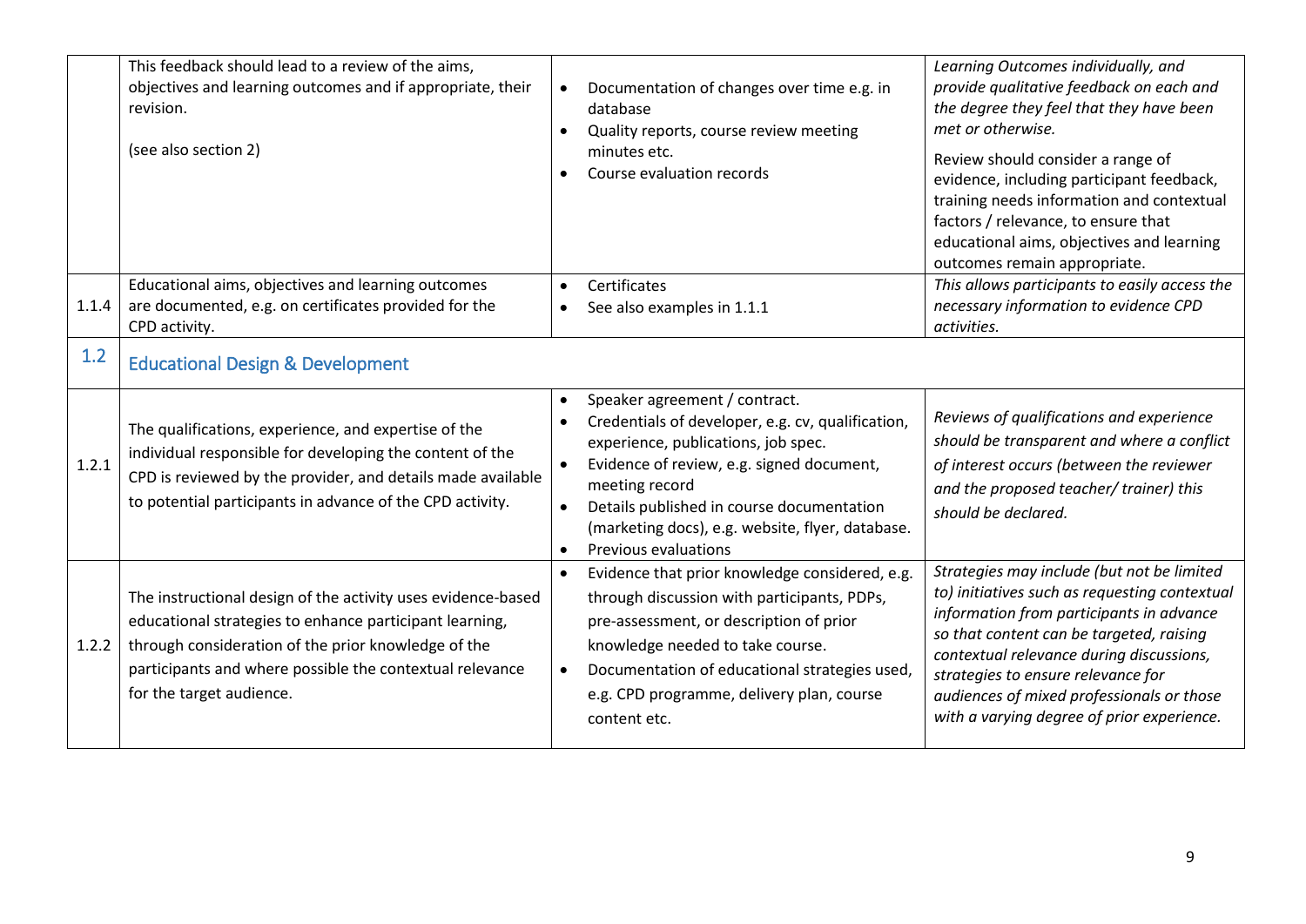| | | | |
|---|---|---|---|
| | This feedback should lead to a review of the aims, objectives and learning outcomes and if appropriate, their revision.<br><br>(see also section 2) | • Documentation of changes over time e.g. in database<br>• Quality reports, course review meeting minutes etc.<br>• Course evaluation records | *Learning Outcomes individually, and provide qualitative feedback on each and the degree they feel that they have been met or otherwise.*<br><br>Review should consider a range of evidence, including participant feedback, training needs information and contextual factors / relevance, to ensure that educational aims, objectives and learning outcomes remain appropriate. |
| 1.1.4 | Educational aims, objectives and learning outcomes are documented, e.g. on certificates provided for the CPD activity. | • Certificates<br>• See also examples in 1.1.1 | *This allows participants to easily access the necessary information to evidence CPD activities.* |
| 1.2 | **Educational Design & Development** | | |
| 1.2.1 | The qualifications, experience, and expertise of the individual responsible for developing the content of the CPD is reviewed by the provider, and details made available to potential participants in advance of the CPD activity. | • Speaker agreement / contract.<br>• Credentials of developer, e.g. cv, qualification, experience, publications, job spec.<br>• Evidence of review, e.g. signed document, meeting record<br>• Details published in course documentation (marketing docs), e.g. website, flyer, database.<br>• Previous evaluations | *Reviews of qualifications and experience should be transparent and where a conflict of interest occurs (between the reviewer and the proposed teacher/ trainer) this should be declared.* |
| 1.2.2 | The instructional design of the activity uses evidence-based educational strategies to enhance participant learning, through consideration of the prior knowledge of the participants and where possible the contextual relevance for the target audience. | • Evidence that prior knowledge considered, e.g. through discussion with participants, PDPs, pre-assessment, or description of prior knowledge needed to take course.<br>• Documentation of educational strategies used, e.g. CPD programme, delivery plan, course content etc. | *Strategies may include (but not be limited to) initiatives such as requesting contextual information from participants in advance so that content can be targeted, raising contextual relevance during discussions, strategies to ensure relevance for audiences of mixed professionals or those with a varying degree of prior experience.* |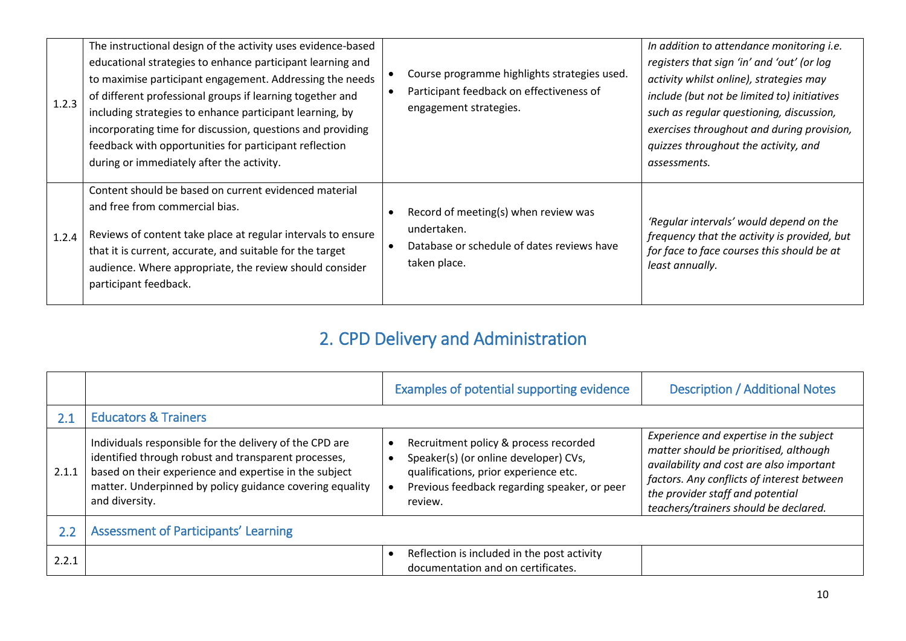| | | | |
|---|---|---|---|
| 1.2.3 | The instructional design of the activity uses evidence-based educational strategies to enhance participant learning and to maximise participant engagement. Addressing the needs of different professional groups if learning together and including strategies to enhance participant learning, by incorporating time for discussion, questions and providing feedback with opportunities for participant reflection during or immediately after the activity. | • Course programme highlights strategies used.<br>• Participant feedback on effectiveness of engagement strategies. | *In addition to attendance monitoring i.e. registers that sign 'in' and 'out' (or log activity whilst online), strategies may include (but not be limited to) initiatives such as regular questioning, discussion, exercises throughout and during provision, quizzes throughout the activity, and assessments.* |
| 1.2.4 | Content should be based on current evidenced material and free from commercial bias.<br><br>Reviews of content take place at regular intervals to ensure that it is current, accurate, and suitable for the target audience. Where appropriate, the review should consider participant feedback. | • Record of meeting(s) when review was undertaken.<br>• Database or schedule of dates reviews have taken place. | *'Regular intervals' would depend on the frequency that the activity is provided, but for face to face courses this should be at least annually.* |

# 2. CPD Delivery and Administration

| | | Examples of potential supporting evidence | Description / Additional Notes |
|---|---|---|---|
| 2.1 | Educators & Trainers | | |
| 2.1.1 | Individuals responsible for the delivery of the CPD are identified through robust and transparent processes, based on their experience and expertise in the subject matter. Underpinned by policy guidance covering equality and diversity. | • Recruitment policy & process recorded<br>• Speaker(s) (or online developer) CVs, qualifications, prior experience etc.<br>• Previous feedback regarding speaker, or peer review. | *Experience and expertise in the subject matter should be prioritised, although availability and cost are also important factors. Any conflicts of interest between the provider staff and potential teachers/trainers should be declared.* |
| 2.2 | Assessment of Participants' Learning | | |
| 2.2.1 | | • Reflection is included in the post activity documentation and on certificates. | |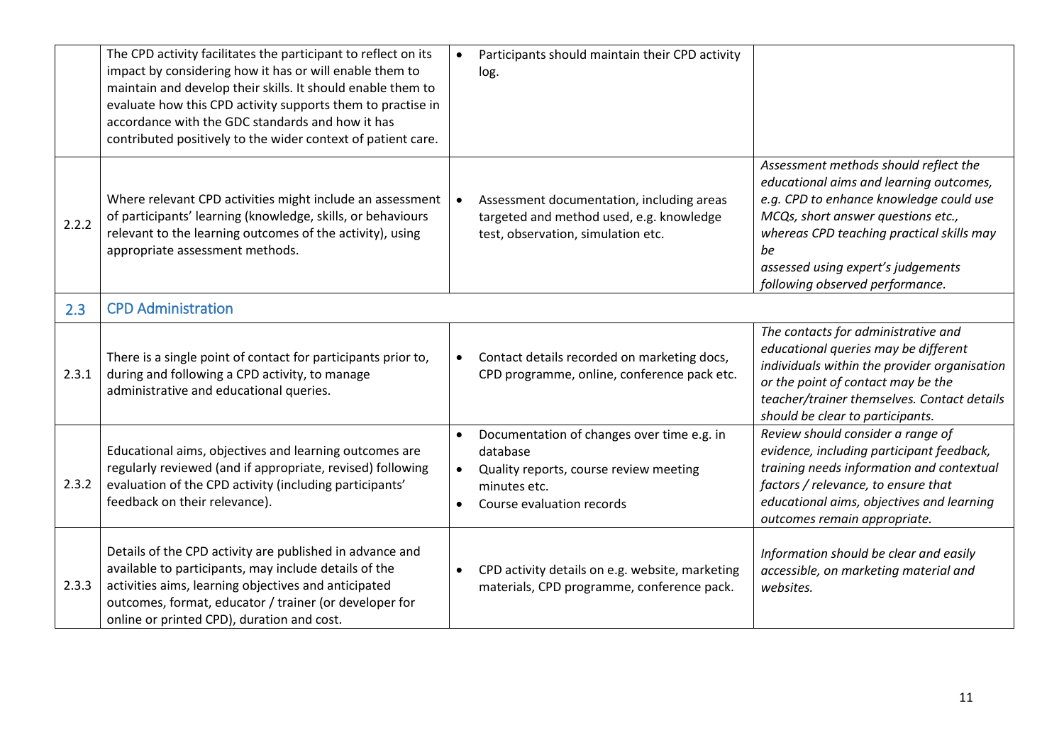| | | | |
|---|---|---|---|
| | The CPD activity facilitates the participant to reflect on its impact by considering how it has or will enable them to maintain and develop their skills. It should enable them to evaluate how this CPD activity supports them to practise in accordance with the GDC standards and how it has contributed positively to the wider context of patient care. | • Participants should maintain their CPD activity log. | |
| 2.2.2 | Where relevant CPD activities might include an assessment of participants' learning (knowledge, skills, or behaviours relevant to the learning outcomes of the activity), using appropriate assessment methods. | • Assessment documentation, including areas targeted and method used, e.g. knowledge test, observation, simulation etc. | *Assessment methods should reflect the educational aims and learning outcomes, e.g. CPD to enhance knowledge could use MCQs, short answer questions etc., whereas CPD teaching practical skills may be assessed using expert's judgements following observed performance.* |
| **2.3** | **CPD Administration** | | |
| 2.3.1 | There is a single point of contact for participants prior to, during and following a CPD activity, to manage administrative and educational queries. | • Contact details recorded on marketing docs, CPD programme, online, conference pack etc. | *The contacts for administrative and educational queries may be different individuals within the provider organisation or the point of contact may be the teacher/trainer themselves. Contact details should be clear to participants.* |
| 2.3.2 | Educational aims, objectives and learning outcomes are regularly reviewed (and if appropriate, revised) following evaluation of the CPD activity (including participants' feedback on their relevance). | • Documentation of changes over time e.g. in database<br>• Quality reports, course review meeting minutes etc.<br>• Course evaluation records | *Review should consider a range of evidence, including participant feedback, training needs information and contextual factors / relevance, to ensure that educational aims, objectives and learning outcomes remain appropriate.* |
| 2.3.3 | Details of the CPD activity are published in advance and available to participants, may include details of the activities aims, learning objectives and anticipated outcomes, format, educator / trainer (or developer for online or printed CPD), duration and cost. | • CPD activity details on e.g. website, marketing materials, CPD programme, conference pack. | *Information should be clear and easily accessible, on marketing material and websites.* |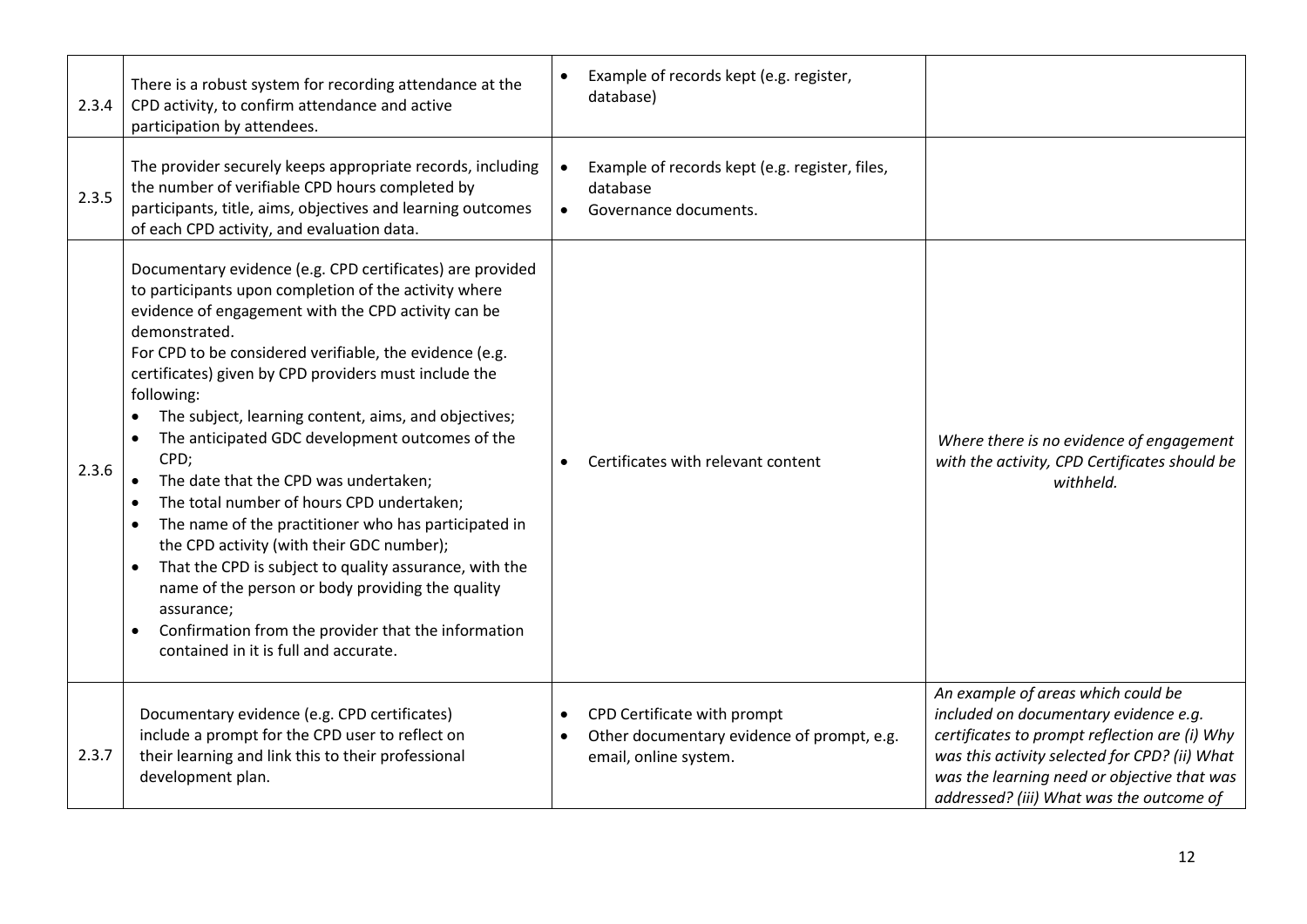| | | | |
|---|---|---|---|
| 2.3.4 | There is a robust system for recording attendance at the CPD activity, to confirm attendance and active participation by attendees. | • Example of records kept (e.g. register, database) | |
| 2.3.5 | The provider securely keeps appropriate records, including the number of verifiable CPD hours completed by participants, title, aims, objectives and learning outcomes of each CPD activity, and evaluation data. | • Example of records kept (e.g. register, files, database<br>• Governance documents. | |
| 2.3.6 | Documentary evidence (e.g. CPD certificates) are provided to participants upon completion of the activity where evidence of engagement with the CPD activity can be demonstrated.<br>For CPD to be considered verifiable, the evidence (e.g. certificates) given by CPD providers must include the following:<br>• The subject, learning content, aims, and objectives;<br>• The anticipated GDC development outcomes of the CPD;<br>• The date that the CPD was undertaken;<br>• The total number of hours CPD undertaken;<br>• The name of the practitioner who has participated in the CPD activity (with their GDC number);<br>• That the CPD is subject to quality assurance, with the name of the person or body providing the quality assurance;<br>• Confirmation from the provider that the information contained in it is full and accurate. | • Certificates with relevant content | *Where there is no evidence of engagement with the activity, CPD Certificates should be withheld.* |
| 2.3.7 | Documentary evidence (e.g. CPD certificates) include a prompt for the CPD user to reflect on their learning and link this to their professional development plan. | • CPD Certificate with prompt<br>• Other documentary evidence of prompt, e.g. email, online system. | *An example of areas which could be included on documentary evidence e.g. certificates to prompt reflection are (i) Why was this activity selected for CPD? (ii) What was the learning need or objective that was addressed? (iii) What was the outcome of* |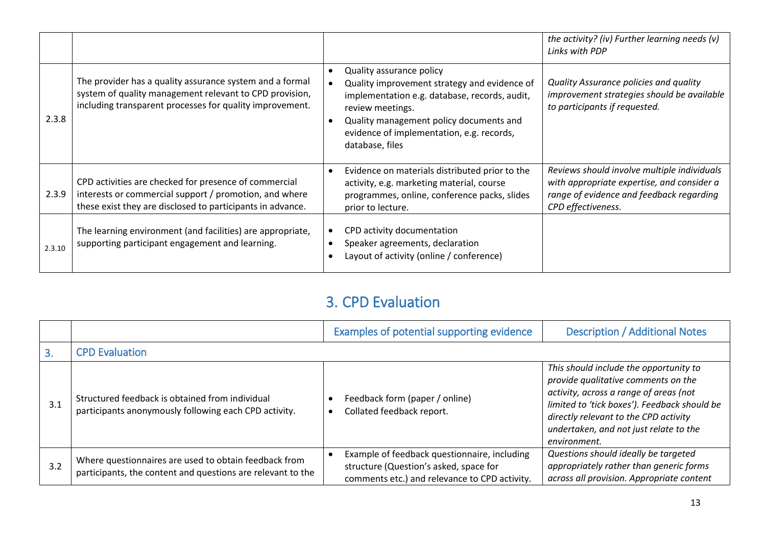|  |  |  | *the activity? (iv) Further learning needs (v) Links with PDP* |
|---|---|---|---|
| 2.3.8 | The provider has a quality assurance system and a formal system of quality management relevant to CPD provision, including transparent processes for quality improvement. | • Quality assurance policy<br>• Quality improvement strategy and evidence of implementation e.g. database, records, audit, review meetings.<br>• Quality management policy documents and evidence of implementation, e.g. records, database, files | *Quality Assurance policies and quality improvement strategies should be available to participants if requested.* |
| 2.3.9 | CPD activities are checked for presence of commercial interests or commercial support / promotion, and where these exist they are disclosed to participants in advance. | • Evidence on materials distributed prior to the activity, e.g. marketing material, course programmes, online, conference packs, slides prior to lecture. | *Reviews should involve multiple individuals with appropriate expertise, and consider a range of evidence and feedback regarding CPD effectiveness.* |
| 2.3.10 | The learning environment (and facilities) are appropriate, supporting participant engagement and learning. | • CPD activity documentation<br>• Speaker agreements, declaration<br>• Layout of activity (online / conference) |  |

## 3. CPD Evaluation

|  |  | Examples of potential supporting evidence | Description / Additional Notes |
|---|---|---|---|
| 3. | CPD Evaluation |  |  |
| 3.1 | Structured feedback is obtained from individual participants anonymously following each CPD activity. | • Feedback form (paper / online)<br>• Collated feedback report. | *This should include the opportunity to provide qualitative comments on the activity, across a range of areas (not limited to 'tick boxes'). Feedback should be directly relevant to the CPD activity undertaken, and not just relate to the environment.* |
| 3.2 | Where questionnaires are used to obtain feedback from participants, the content and questions are relevant to the | • Example of feedback questionnaire, including structure (Question's asked, space for comments etc.) and relevance to CPD activity. | *Questions should ideally be targeted appropriately rather than generic forms across all provision. Appropriate content* |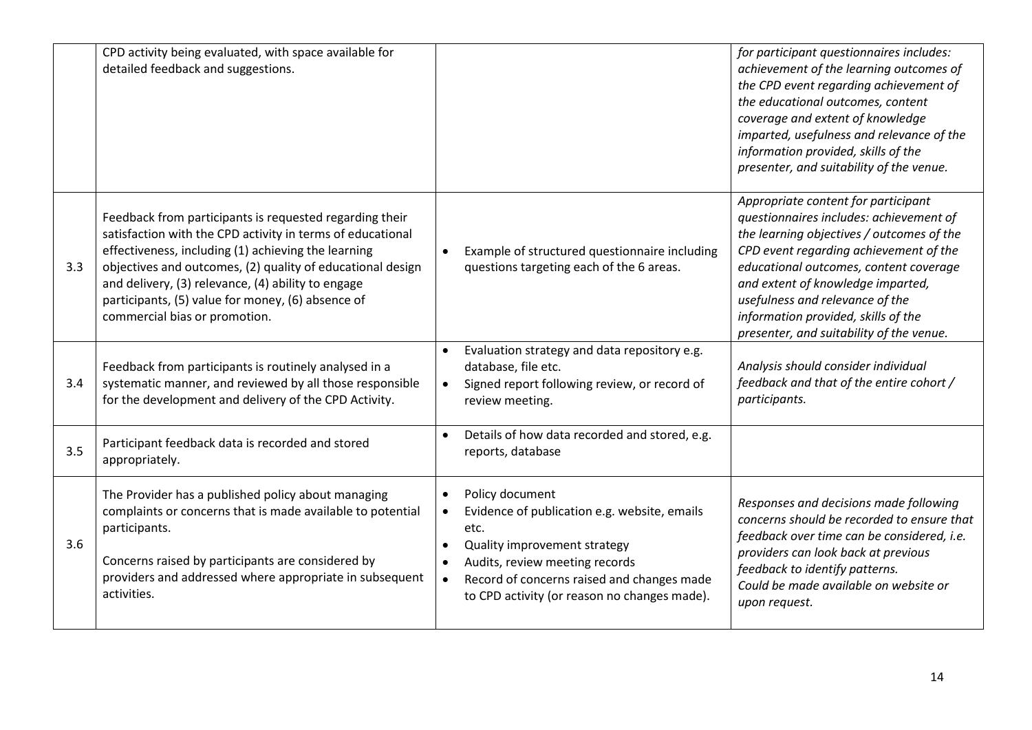| | | | |
|---|---|---|---|
| | CPD activity being evaluated, with space available for detailed feedback and suggestions. | | *for participant questionnaires includes: achievement of the learning outcomes of the CPD event regarding achievement of the educational outcomes, content coverage and extent of knowledge imparted, usefulness and relevance of the information provided, skills of the presenter, and suitability of the venue.* |
| 3.3 | Feedback from participants is requested regarding their satisfaction with the CPD activity in terms of educational effectiveness, including (1) achieving the learning objectives and outcomes, (2) quality of educational design and delivery, (3) relevance, (4) ability to engage participants, (5) value for money, (6) absence of commercial bias or promotion. | • Example of structured questionnaire including questions targeting each of the 6 areas. | *Appropriate content for participant questionnaires includes: achievement of the learning objectives / outcomes of the CPD event regarding achievement of the educational outcomes, content coverage and extent of knowledge imparted, usefulness and relevance of the information provided, skills of the presenter, and suitability of the venue.* |
| 3.4 | Feedback from participants is routinely analysed in a systematic manner, and reviewed by all those responsible for the development and delivery of the CPD Activity. | • Evaluation strategy and data repository e.g. database, file etc.<br>• Signed report following review, or record of review meeting. | *Analysis should consider individual feedback and that of the entire cohort / participants.* |
| 3.5 | Participant feedback data is recorded and stored appropriately. | • Details of how data recorded and stored, e.g. reports, database | |
| 3.6 | The Provider has a published policy about managing complaints or concerns that is made available to potential participants.<br><br>Concerns raised by participants are considered by providers and addressed where appropriate in subsequent activities. | • Policy document<br>• Evidence of publication e.g. website, emails etc.<br>• Quality improvement strategy<br>• Audits, review meeting records<br>• Record of concerns raised and changes made to CPD activity (or reason no changes made). | *Responses and decisions made following concerns should be recorded to ensure that feedback over time can be considered, i.e. providers can look back at previous feedback to identify patterns.*<br>*Could be made available on website or upon request.* |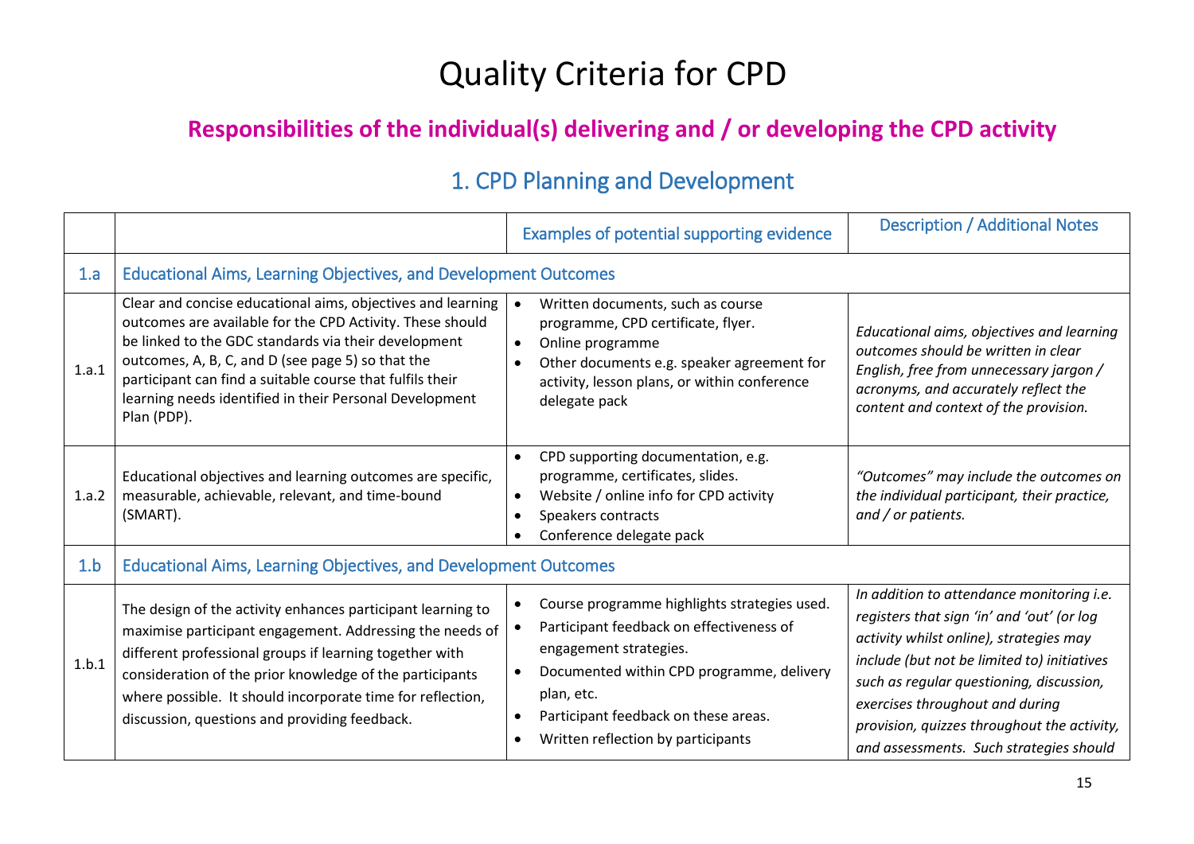# Quality Criteria for CPD

## Responsibilities of the individual(s) delivering and / or developing the CPD activity

### 1. CPD Planning and Development

| | | Examples of potential supporting evidence | Description / Additional Notes |
|---|---|---|---|
| 1.a | Educational Aims, Learning Objectives, and Development Outcomes | | |
| 1.a.1 | Clear and concise educational aims, objectives and learning outcomes are available for the CPD Activity. These should be linked to the GDC standards via their development outcomes, A, B, C, and D (see page 5) so that the participant can find a suitable course that fulfils their learning needs identified in their Personal Development Plan (PDP). | • Written documents, such as course programme, CPD certificate, flyer.<br>• Online programme<br>• Other documents e.g. speaker agreement for activity, lesson plans, or within conference delegate pack | *Educational aims, objectives and learning outcomes should be written in clear English, free from unnecessary jargon / acronyms, and accurately reflect the content and context of the provision.* |
| 1.a.2 | Educational objectives and learning outcomes are specific, measurable, achievable, relevant, and time-bound (SMART). | • CPD supporting documentation, e.g. programme, certificates, slides.<br>• Website / online info for CPD activity<br>• Speakers contracts<br>• Conference delegate pack | *"Outcomes" may include the outcomes on the individual participant, their practice, and / or patients.* |
| 1.b | Educational Aims, Learning Objectives, and Development Outcomes | | |
| 1.b.1 | The design of the activity enhances participant learning to maximise participant engagement. Addressing the needs of different professional groups if learning together with consideration of the prior knowledge of the participants where possible. It should incorporate time for reflection, discussion, questions and providing feedback. | • Course programme highlights strategies used.<br>• Participant feedback on effectiveness of engagement strategies.<br>• Documented within CPD programme, delivery plan, etc.<br>• Participant feedback on these areas.<br>• Written reflection by participants | *In addition to attendance monitoring i.e. registers that sign 'in' and 'out' (or log activity whilst online), strategies may include (but not be limited to) initiatives such as regular questioning, discussion, exercises throughout and during provision, quizzes throughout the activity, and assessments. Such strategies should* |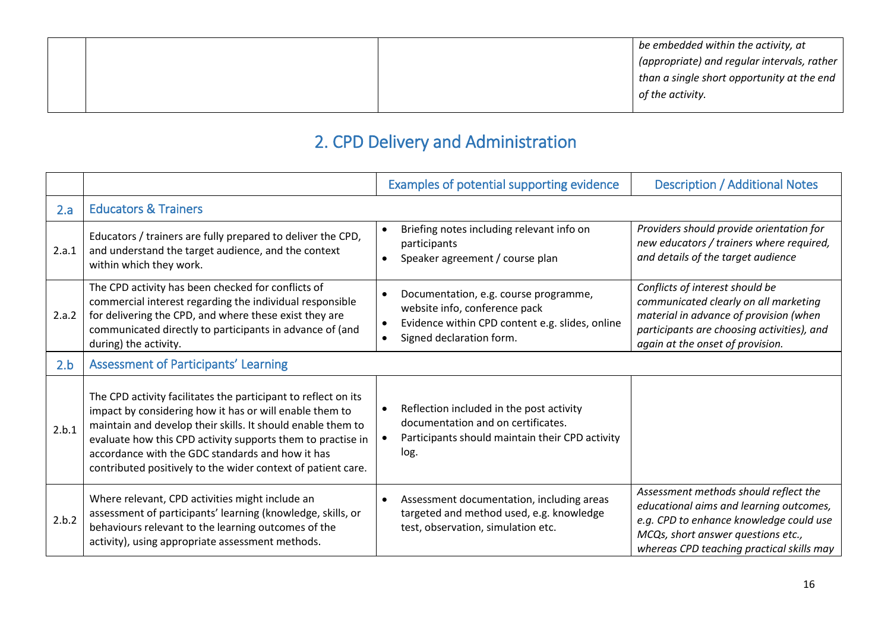| | | | |
|---|---|---|---|
| | | | *be embedded within the activity, at (appropriate) and regular intervals, rather than a single short opportunity at the end of the activity.* |

## 2. CPD Delivery and Administration

| | | Examples of potential supporting evidence | Description / Additional Notes |
|---|---|---|---|
| 2.a | Educators & Trainers | | |
| 2.a.1 | Educators / trainers are fully prepared to deliver the CPD, and understand the target audience, and the context within which they work. | • Briefing notes including relevant info on participants<br>• Speaker agreement / course plan | *Providers should provide orientation for new educators / trainers where required, and details of the target audience* |
| 2.a.2 | The CPD activity has been checked for conflicts of commercial interest regarding the individual responsible for delivering the CPD, and where these exist they are communicated directly to participants in advance of (and during) the activity. | • Documentation, e.g. course programme, website info, conference pack<br>• Evidence within CPD content e.g. slides, online<br>• Signed declaration form. | *Conflicts of interest should be communicated clearly on all marketing material in advance of provision (when participants are choosing activities), and again at the onset of provision.* |
| 2.b | Assessment of Participants' Learning | | |
| 2.b.1 | The CPD activity facilitates the participant to reflect on its impact by considering how it has or will enable them to maintain and develop their skills. It should enable them to evaluate how this CPD activity supports them to practise in accordance with the GDC standards and how it has contributed positively to the wider context of patient care. | • Reflection included in the post activity documentation and on certificates.<br>• Participants should maintain their CPD activity log. | |
| 2.b.2 | Where relevant, CPD activities might include an assessment of participants' learning (knowledge, skills, or behaviours relevant to the learning outcomes of the activity), using appropriate assessment methods. | • Assessment documentation, including areas targeted and method used, e.g. knowledge test, observation, simulation etc. | *Assessment methods should reflect the educational aims and learning outcomes, e.g. CPD to enhance knowledge could use MCQs, short answer questions etc., whereas CPD teaching practical skills may* |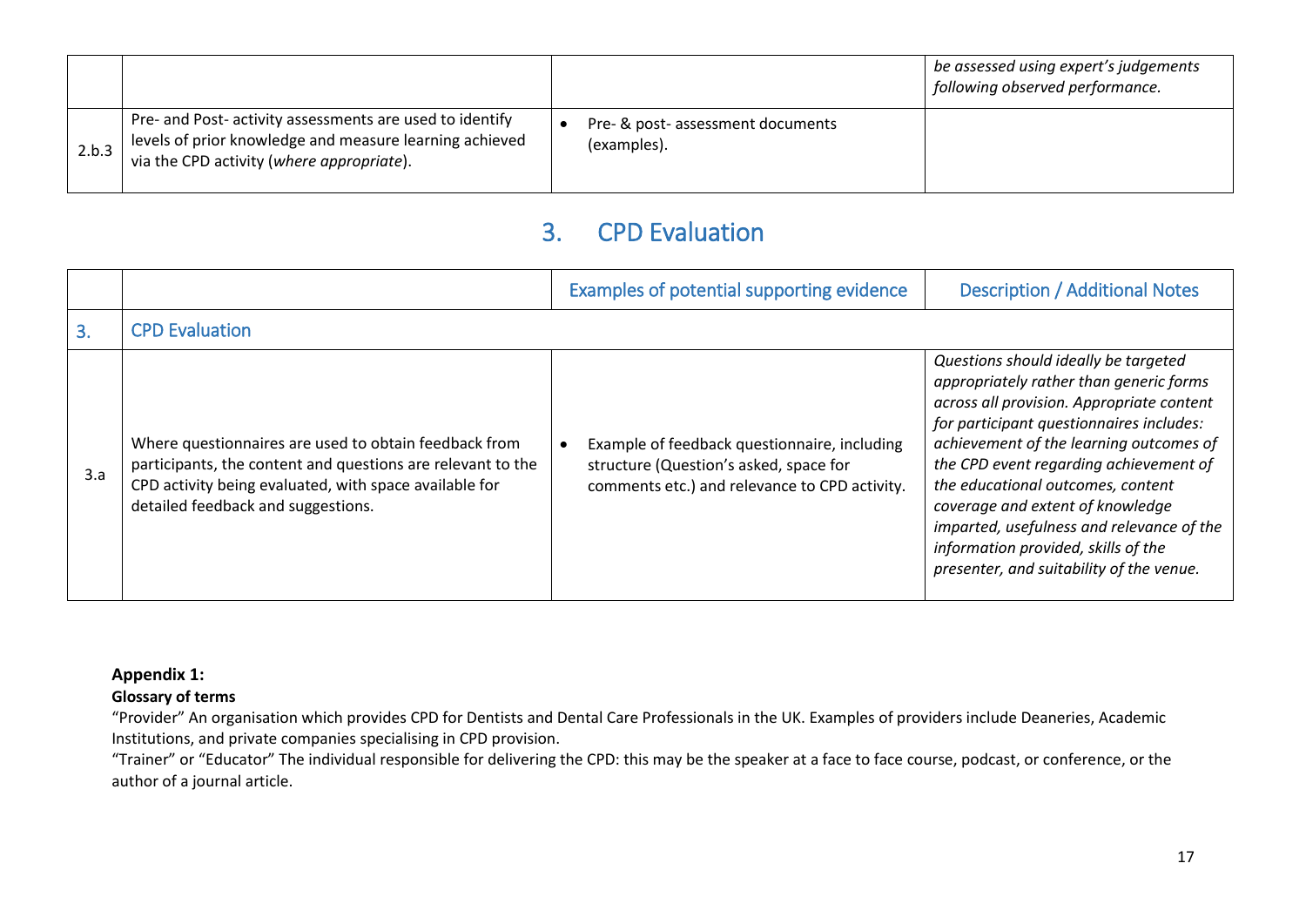| | | | |
|---|---|---|---|
| | | | *be assessed using expert's judgements following observed performance.* |
| 2.b.3 | Pre- and Post- activity assessments are used to identify levels of prior knowledge and measure learning achieved via the CPD activity (*where appropriate*). | • Pre- & post- assessment documents (examples). | |

# 3. CPD Evaluation

| | | Examples of potential supporting evidence | Description / Additional Notes |
|---|---|---|---|
| 3. | CPD Evaluation | | |
| 3.a | Where questionnaires are used to obtain feedback from participants, the content and questions are relevant to the CPD activity being evaluated, with space available for detailed feedback and suggestions. | • Example of feedback questionnaire, including structure (Question's asked, space for comments etc.) and relevance to CPD activity. | *Questions should ideally be targeted appropriately rather than generic forms across all provision. Appropriate content for participant questionnaires includes: achievement of the learning outcomes of the CPD event regarding achievement of the educational outcomes, content coverage and extent of knowledge imparted, usefulness and relevance of the information provided, skills of the presenter, and suitability of the venue.* |

**Appendix 1:**

**Glossary of terms**

"Provider" An organisation which provides CPD for Dentists and Dental Care Professionals in the UK. Examples of providers include Deaneries, Academic Institutions, and private companies specialising in CPD provision.

"Trainer" or "Educator" The individual responsible for delivering the CPD: this may be the speaker at a face to face course, podcast, or conference, or the author of a journal article.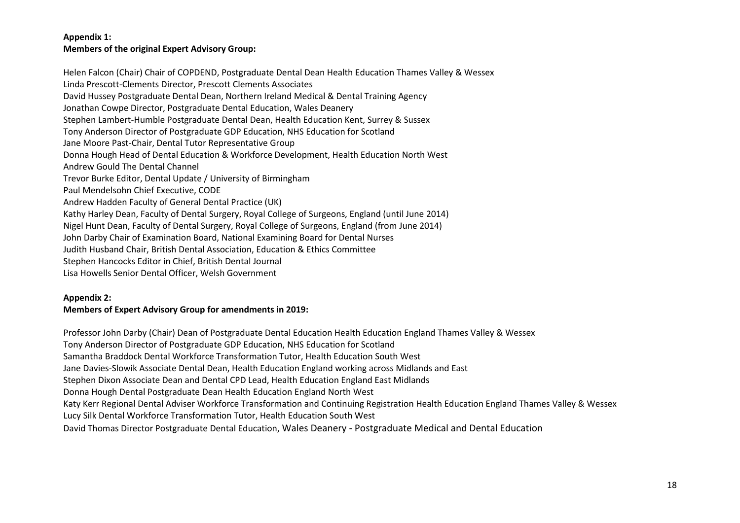**Appendix 1:**
**Members of the original Expert Advisory Group:**

Helen Falcon (Chair) Chair of COPDEND, Postgraduate Dental Dean Health Education Thames Valley & Wessex
Linda Prescott-Clements Director, Prescott Clements Associates
David Hussey Postgraduate Dental Dean, Northern Ireland Medical & Dental Training Agency
Jonathan Cowpe Director, Postgraduate Dental Education, Wales Deanery
Stephen Lambert-Humble Postgraduate Dental Dean, Health Education Kent, Surrey & Sussex
Tony Anderson Director of Postgraduate GDP Education, NHS Education for Scotland
Jane Moore Past-Chair, Dental Tutor Representative Group
Donna Hough Head of Dental Education & Workforce Development, Health Education North West
Andrew Gould The Dental Channel
Trevor Burke Editor, Dental Update / University of Birmingham
Paul Mendelsohn Chief Executive, CODE
Andrew Hadden Faculty of General Dental Practice (UK)
Kathy Harley Dean, Faculty of Dental Surgery, Royal College of Surgeons, England (until June 2014)
Nigel Hunt Dean, Faculty of Dental Surgery, Royal College of Surgeons, England (from June 2014)
John Darby Chair of Examination Board, National Examining Board for Dental Nurses
Judith Husband Chair, British Dental Association, Education & Ethics Committee
Stephen Hancocks Editor in Chief, British Dental Journal
Lisa Howells Senior Dental Officer, Welsh Government

**Appendix 2:**
**Members of Expert Advisory Group for amendments in 2019:**

Professor John Darby (Chair) Dean of Postgraduate Dental Education Health Education England Thames Valley & Wessex
Tony Anderson Director of Postgraduate GDP Education, NHS Education for Scotland
Samantha Braddock Dental Workforce Transformation Tutor, Health Education South West
Jane Davies-Slowik Associate Dental Dean, Health Education England working across Midlands and East
Stephen Dixon Associate Dean and Dental CPD Lead, Health Education England East Midlands
Donna Hough Dental Postgraduate Dean Health Education England North West
Katy Kerr Regional Dental Adviser Workforce Transformation and Continuing Registration Health Education England Thames Valley & Wessex
Lucy Silk Dental Workforce Transformation Tutor, Health Education South West
David Thomas Director Postgraduate Dental Education, Wales Deanery - Postgraduate Medical and Dental Education